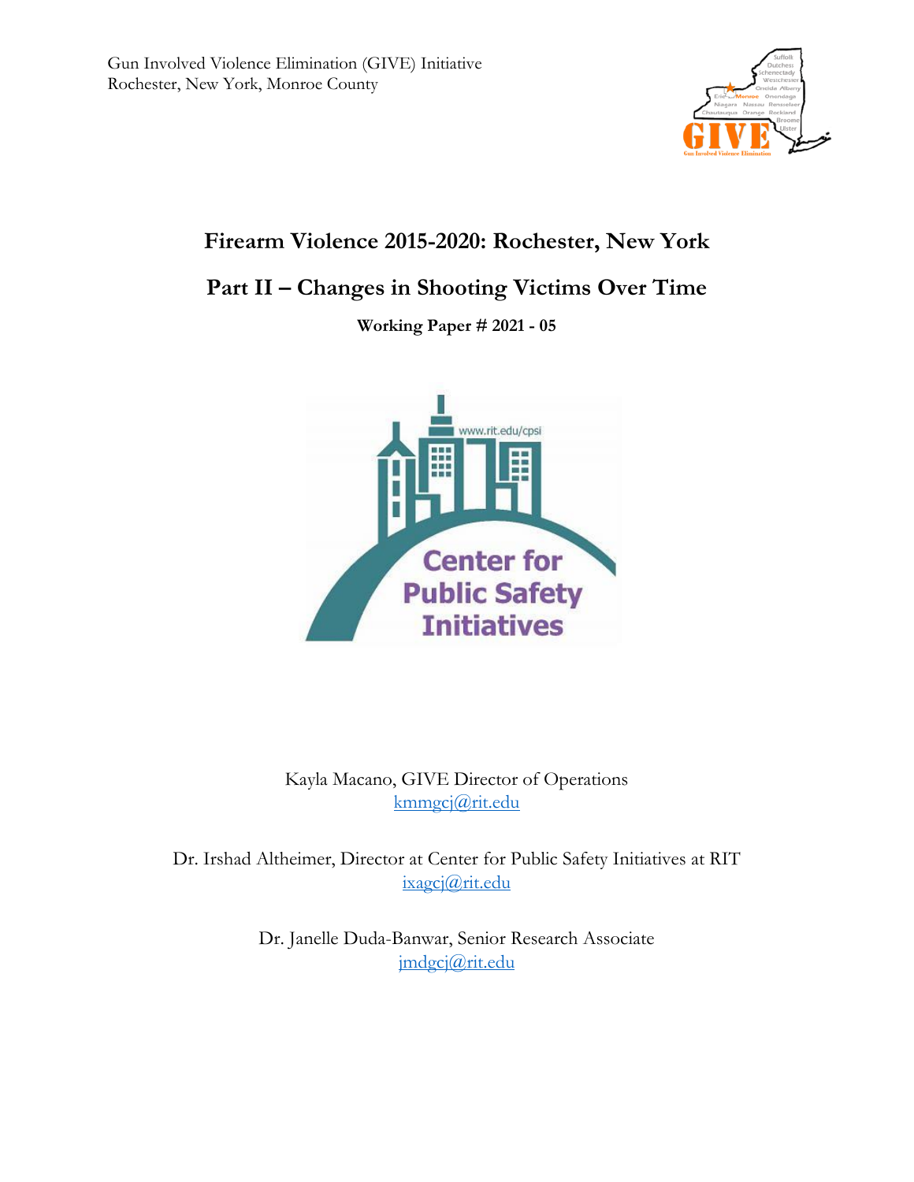Gun Involved Violence Elimination (GIVE) Initiative
Rochester, New York, Monroe County

# Firearm Violence 2015-2020: Rochester, New York

## Part II – Changes in Shooting Victims Over Time

**Working Paper # 2021 - 05**

Kayla Macano, GIVE Director of Operations
kmmgcj@rit.edu

Dr. Irshad Altheimer, Director at Center for Public Safety Initiatives at RIT
ixagcj@rit.edu

Dr. Janelle Duda-Banwar, Senior Research Associate
jmdgcj@rit.edu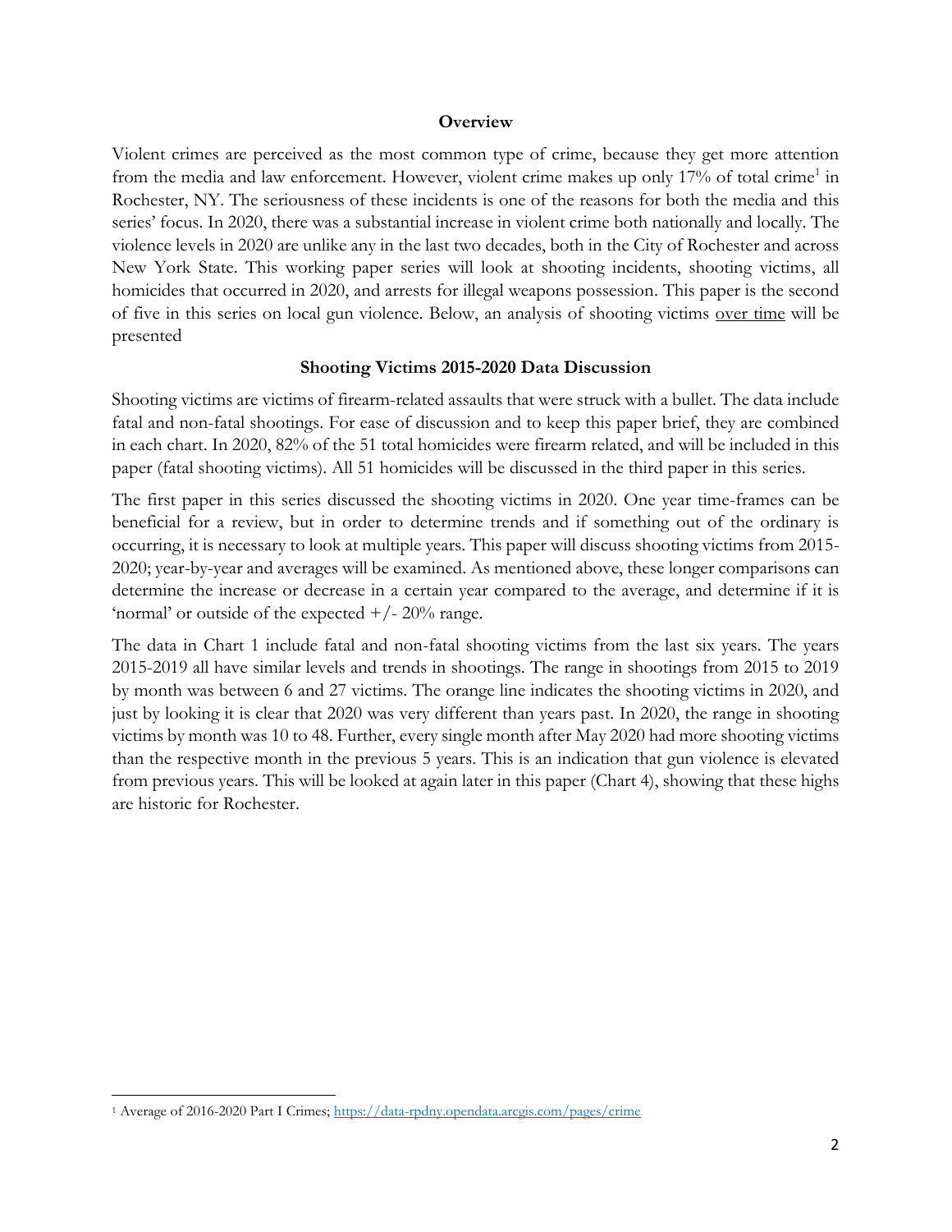## Overview

Violent crimes are perceived as the most common type of crime, because they get more attention from the media and law enforcement. However, violent crime makes up only 17% of total crime[1] in Rochester, NY. The seriousness of these incidents is one of the reasons for both the media and this series' focus. In 2020, there was a substantial increase in violent crime both nationally and locally. The violence levels in 2020 are unlike any in the last two decades, both in the City of Rochester and across New York State. This working paper series will look at shooting incidents, shooting victims, all homicides that occurred in 2020, and arrests for illegal weapons possession. This paper is the second of five in this series on local gun violence. Below, an analysis of shooting victims over time will be presented

## Shooting Victims 2015-2020 Data Discussion

Shooting victims are victims of firearm-related assaults that were struck with a bullet. The data include fatal and non-fatal shootings. For ease of discussion and to keep this paper brief, they are combined in each chart. In 2020, 82% of the 51 total homicides were firearm related, and will be included in this paper (fatal shooting victims). All 51 homicides will be discussed in the third paper in this series.

The first paper in this series discussed the shooting victims in 2020. One year time-frames can be beneficial for a review, but in order to determine trends and if something out of the ordinary is occurring, it is necessary to look at multiple years. This paper will discuss shooting victims from 2015-2020; year-by-year and averages will be examined. As mentioned above, these longer comparisons can determine the increase or decrease in a certain year compared to the average, and determine if it is 'normal' or outside of the expected +/- 20% range.

The data in Chart 1 include fatal and non-fatal shooting victims from the last six years. The years 2015-2019 all have similar levels and trends in shootings. The range in shootings from 2015 to 2019 by month was between 6 and 27 victims. The orange line indicates the shooting victims in 2020, and just by looking it is clear that 2020 was very different than years past. In 2020, the range in shooting victims by month was 10 to 48. Further, every single month after May 2020 had more shooting victims than the respective month in the previous 5 years. This is an indication that gun violence is elevated from previous years. This will be looked at again later in this paper (Chart 4), showing that these highs are historic for Rochester.

[1] Average of 2016-2020 Part I Crimes; https://data-rpdny.opendata.arcgis.com/pages/crime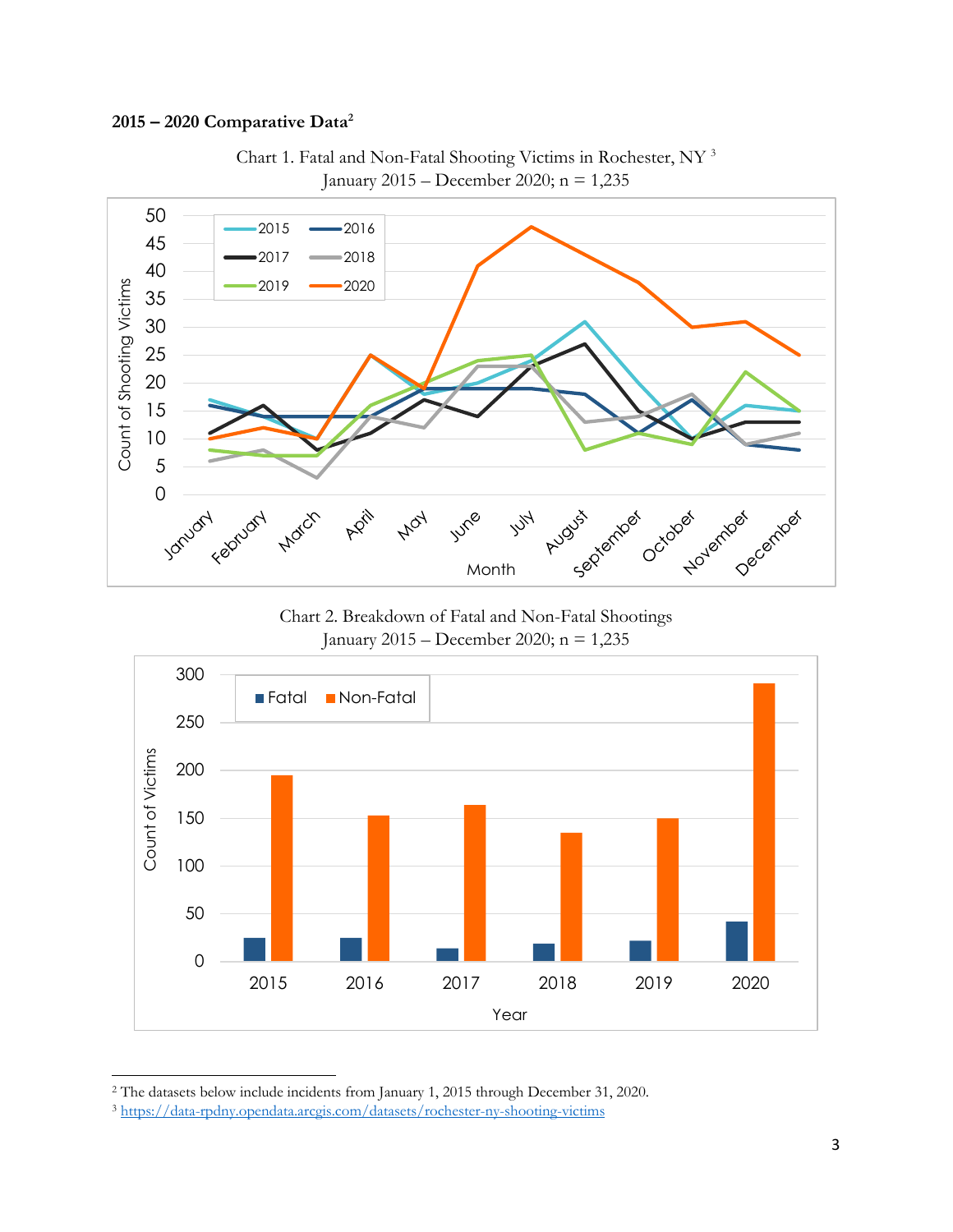**2015 – 2020 Comparative Data**[2]

Chart 1. Fatal and Non-Fatal Shooting Victims in Rochester, NY [3]
January 2015 – December 2020; n = 1,235

Chart 2. Breakdown of Fatal and Non-Fatal Shootings
January 2015 – December 2020; n = 1,235

---

[2] The datasets below include incidents from January 1, 2015 through December 31, 2020.

[3] https://data-rpdny.opendata.arcgis.com/datasets/rochester-ny-shooting-victims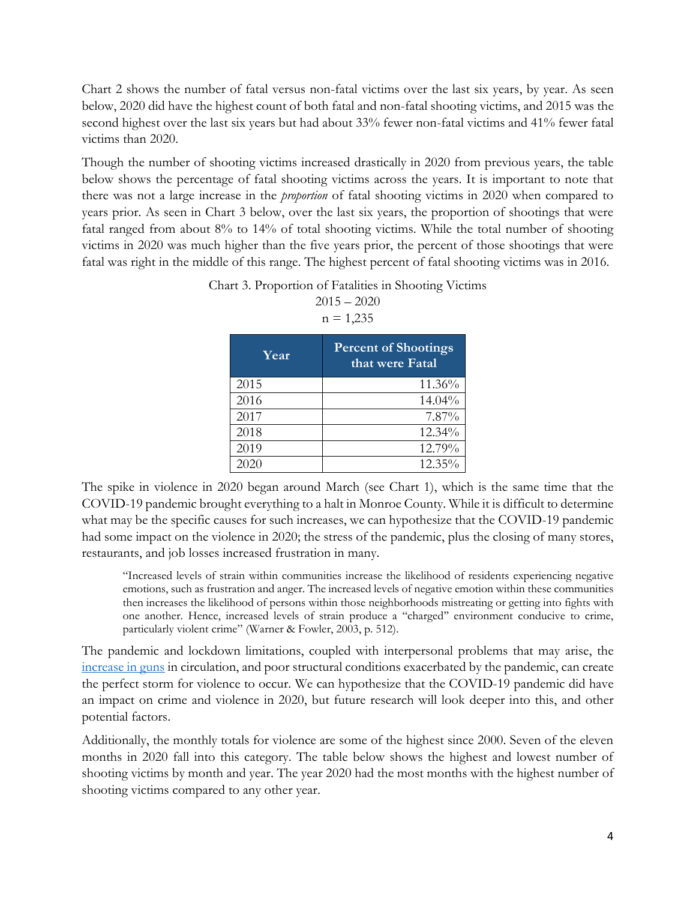Chart 2 shows the number of fatal versus non-fatal victims over the last six years, by year. As seen below, 2020 did have the highest count of both fatal and non-fatal shooting victims, and 2015 was the second highest over the last six years but had about 33% fewer non-fatal victims and 41% fewer fatal victims than 2020.

Though the number of shooting victims increased drastically in 2020 from previous years, the table below shows the percentage of fatal shooting victims across the years. It is important to note that there was not a large increase in the *proportion* of fatal shooting victims in 2020 when compared to years prior. As seen in Chart 3 below, over the last six years, the proportion of shootings that were fatal ranged from about 8% to 14% of total shooting victims. While the total number of shooting victims in 2020 was much higher than the five years prior, the percent of those shootings that were fatal was right in the middle of this range. The highest percent of fatal shooting victims was in 2016.

Chart 3. Proportion of Fatalities in Shooting Victims
2015 – 2020
n = 1,235

| Year | Percent of Shootings that were Fatal |
|---|---|
| 2015 | 11.36% |
| 2016 | 14.04% |
| 2017 | 7.87% |
| 2018 | 12.34% |
| 2019 | 12.79% |
| 2020 | 12.35% |

The spike in violence in 2020 began around March (see Chart 1), which is the same time that the COVID-19 pandemic brought everything to a halt in Monroe County. While it is difficult to determine what may be the specific causes for such increases, we can hypothesize that the COVID-19 pandemic had some impact on the violence in 2020; the stress of the pandemic, plus the closing of many stores, restaurants, and job losses increased frustration in many.

> "Increased levels of strain within communities increase the likelihood of residents experiencing negative emotions, such as frustration and anger. The increased levels of negative emotion within these communities then increases the likelihood of persons within those neighborhoods mistreating or getting into fights with one another. Hence, increased levels of strain produce a "charged" environment conducive to crime, particularly violent crime" (Warner & Fowler, 2003, p. 512).

The pandemic and lockdown limitations, coupled with interpersonal problems that may arise, the increase in guns in circulation, and poor structural conditions exacerbated by the pandemic, can create the perfect storm for violence to occur. We can hypothesize that the COVID-19 pandemic did have an impact on crime and violence in 2020, but future research will look deeper into this, and other potential factors.

Additionally, the monthly totals for violence are some of the highest since 2000. Seven of the eleven months in 2020 fall into this category. The table below shows the highest and lowest number of shooting victims by month and year. The year 2020 had the most months with the highest number of shooting victims compared to any other year.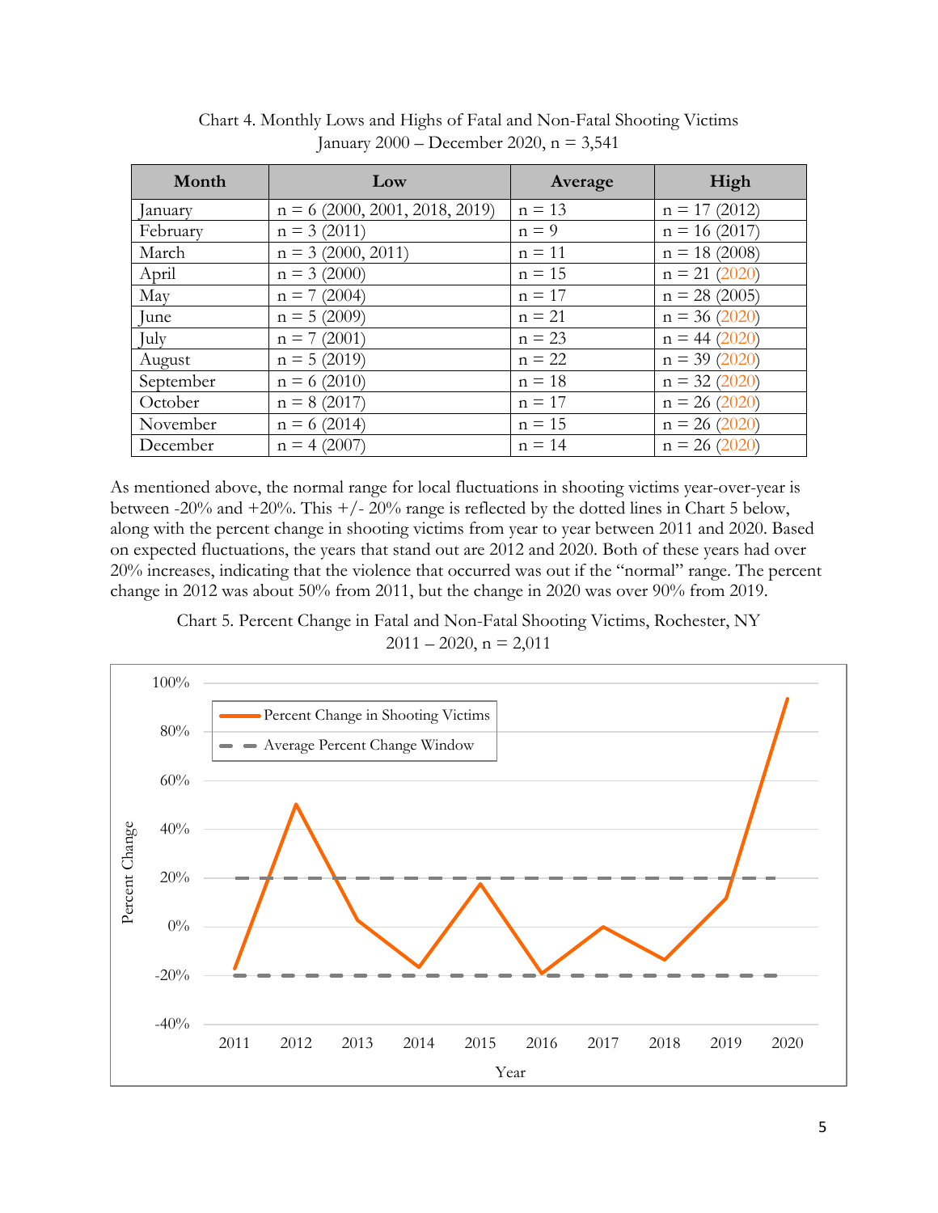Chart 4. Monthly Lows and Highs of Fatal and Non-Fatal Shooting Victims
January 2000 – December 2020, n = 3,541

| Month | Low | Average | High |
|---|---|---|---|
| January | n = 6 (2000, 2001, 2018, 2019) | n = 13 | n = 17 (2012) |
| February | n = 3 (2011) | n = 9 | n = 16 (2017) |
| March | n = 3 (2000, 2011) | n = 11 | n = 18 (2008) |
| April | n = 3 (2000) | n = 15 | n = 21 (2020) |
| May | n = 7 (2004) | n = 17 | n = 28 (2005) |
| June | n = 5 (2009) | n = 21 | n = 36 (2020) |
| July | n = 7 (2001) | n = 23 | n = 44 (2020) |
| August | n = 5 (2019) | n = 22 | n = 39 (2020) |
| September | n = 6 (2010) | n = 18 | n = 32 (2020) |
| October | n = 8 (2017) | n = 17 | n = 26 (2020) |
| November | n = 6 (2014) | n = 15 | n = 26 (2020) |
| December | n = 4 (2007) | n = 14 | n = 26 (2020) |

As mentioned above, the normal range for local fluctuations in shooting victims year-over-year is between -20% and +20%. This +/- 20% range is reflected by the dotted lines in Chart 5 below, along with the percent change in shooting victims from year to year between 2011 and 2020. Based on expected fluctuations, the years that stand out are 2012 and 2020. Both of these years had over 20% increases, indicating that the violence that occurred was out if the "normal" range. The percent change in 2012 was about 50% from 2011, but the change in 2020 was over 90% from 2019.

Chart 5. Percent Change in Fatal and Non-Fatal Shooting Victims, Rochester, NY
2011 – 2020, n = 2,011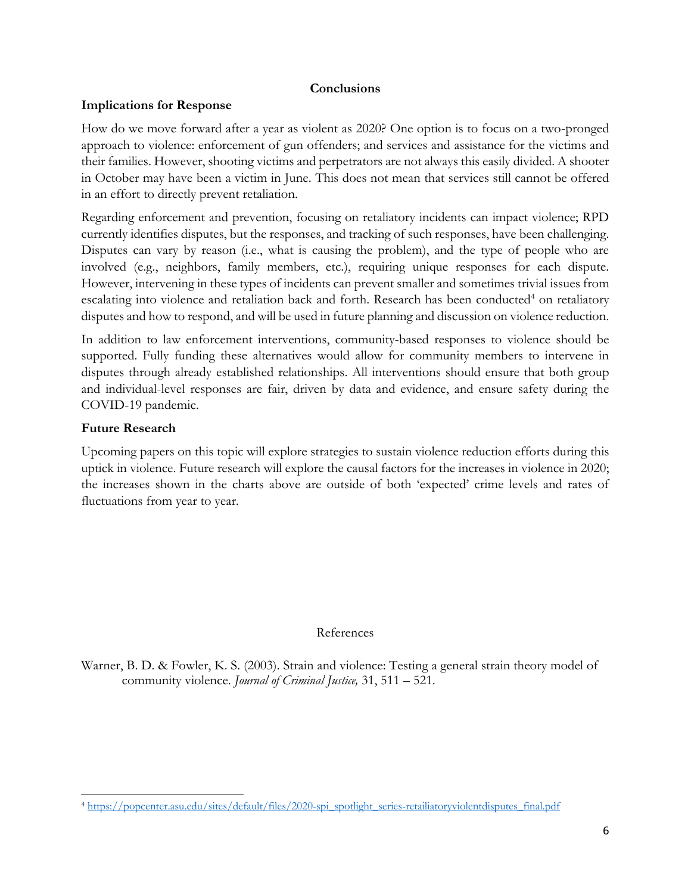# Conclusions

## Implications for Response

How do we move forward after a year as violent as 2020? One option is to focus on a two-pronged approach to violence: enforcement of gun offenders; and services and assistance for the victims and their families. However, shooting victims and perpetrators are not always this easily divided. A shooter in October may have been a victim in June. This does not mean that services still cannot be offered in an effort to directly prevent retaliation.

Regarding enforcement and prevention, focusing on retaliatory incidents can impact violence; RPD currently identifies disputes, but the responses, and tracking of such responses, have been challenging. Disputes can vary by reason (i.e., what is causing the problem), and the type of people who are involved (e.g., neighbors, family members, etc.), requiring unique responses for each dispute. However, intervening in these types of incidents can prevent smaller and sometimes trivial issues from escalating into violence and retaliation back and forth. Research has been conducted[4] on retaliatory disputes and how to respond, and will be used in future planning and discussion on violence reduction.

In addition to law enforcement interventions, community-based responses to violence should be supported. Fully funding these alternatives would allow for community members to intervene in disputes through already established relationships. All interventions should ensure that both group and individual-level responses are fair, driven by data and evidence, and ensure safety during the COVID-19 pandemic.

## Future Research

Upcoming papers on this topic will explore strategies to sustain violence reduction efforts during this uptick in violence. Future research will explore the causal factors for the increases in violence in 2020; the increases shown in the charts above are outside of both 'expected' crime levels and rates of fluctuations from year to year.

# References

Warner, B. D. & Fowler, K. S. (2003). Strain and violence: Testing a general strain theory model of community violence. *Journal of Criminal Justice,* 31, 511 – 521.

---

[4] https://popcenter.asu.edu/sites/default/files/2020-spi_spotlight_series-retailiatoryviolentdisputes_final.pdf